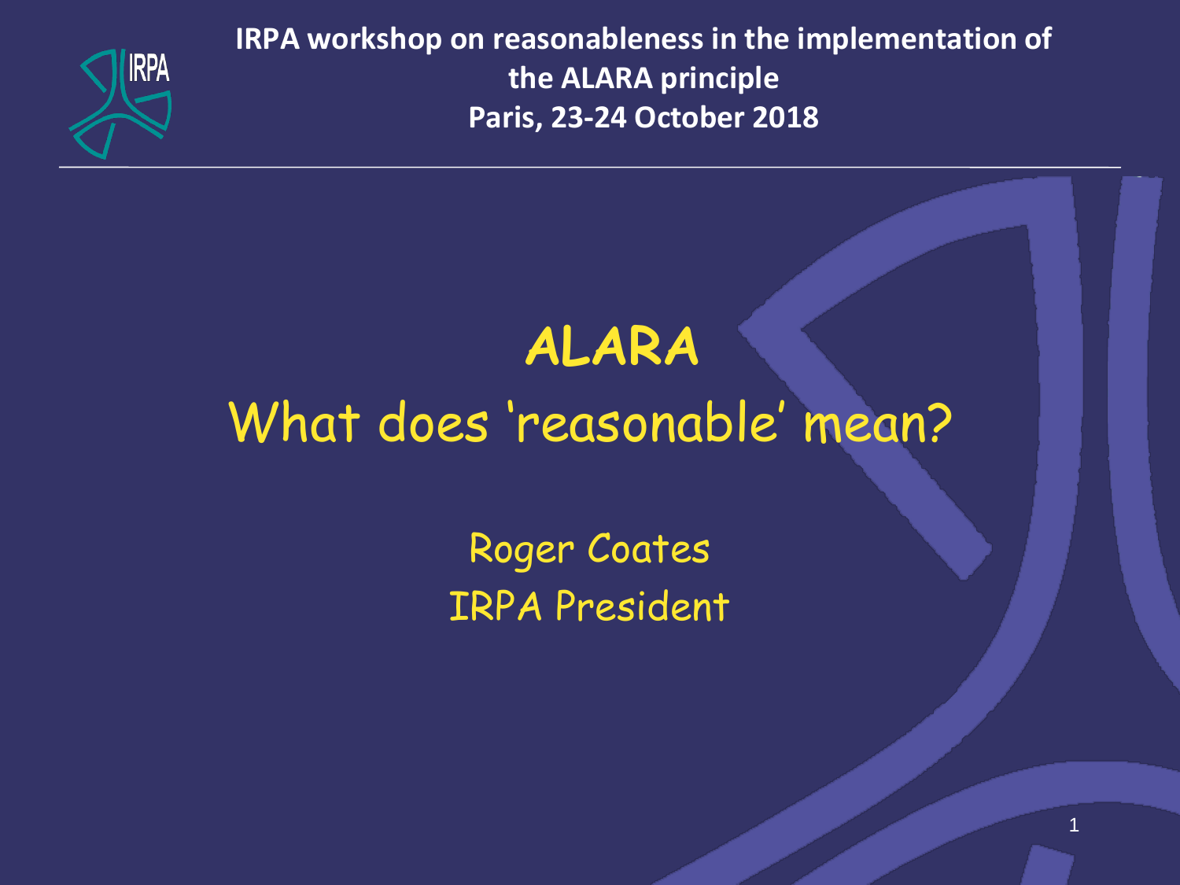**IRPA workshop on reasonableness in the implementation of the ALARA principle**
**Paris, 23-24 October 2018**

# ALARA

## What does 'reasonable' mean?

Roger Coates

IRPA President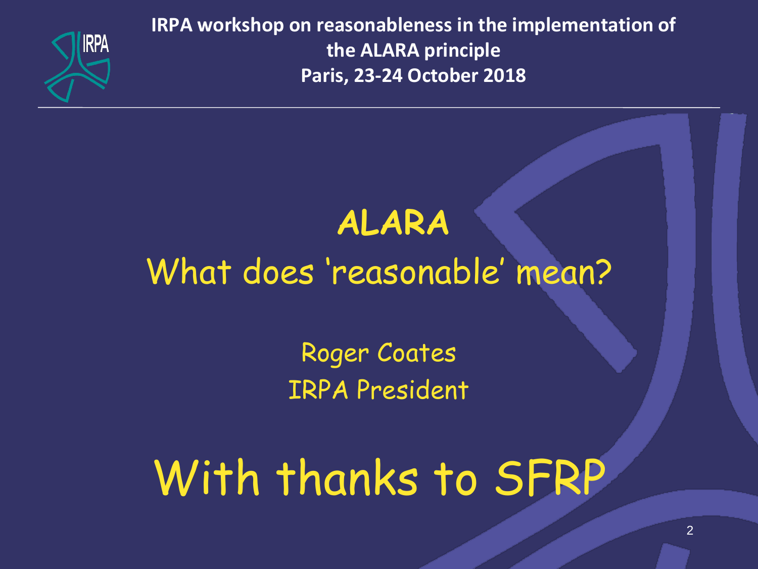**IRPA workshop on reasonableness in the implementation of the ALARA principle**
**Paris, 23-24 October 2018**

# ALARA

## What does 'reasonable' mean?

Roger Coates
IRPA President

# With thanks to SFRP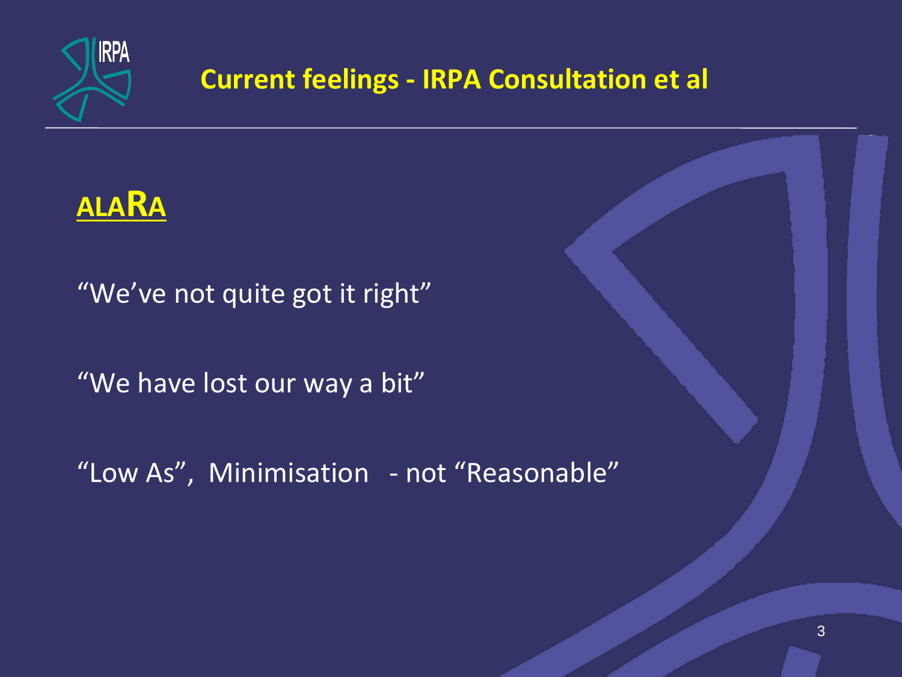# Current feelings - IRPA Consultation et al

## ALARA

"We've not quite got it right"

"We have lost our way a bit"

"Low As", Minimisation - not "Reasonable"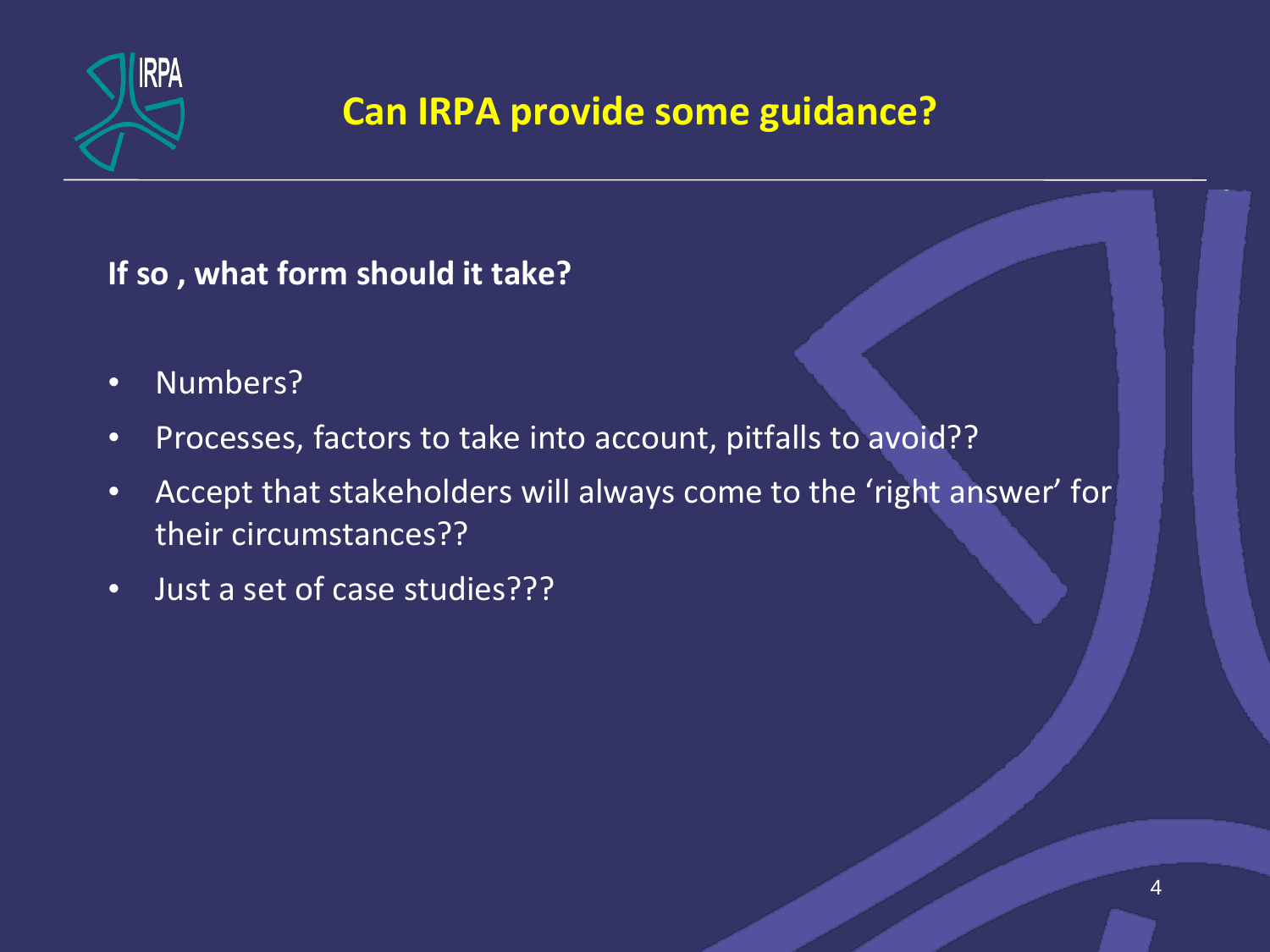# Can IRPA provide some guidance?

**If so , what form should it take?**

- Numbers?
- Processes, factors to take into account, pitfalls to avoid??
- Accept that stakeholders will always come to the 'right answer' for their circumstances??
- Just a set of case studies???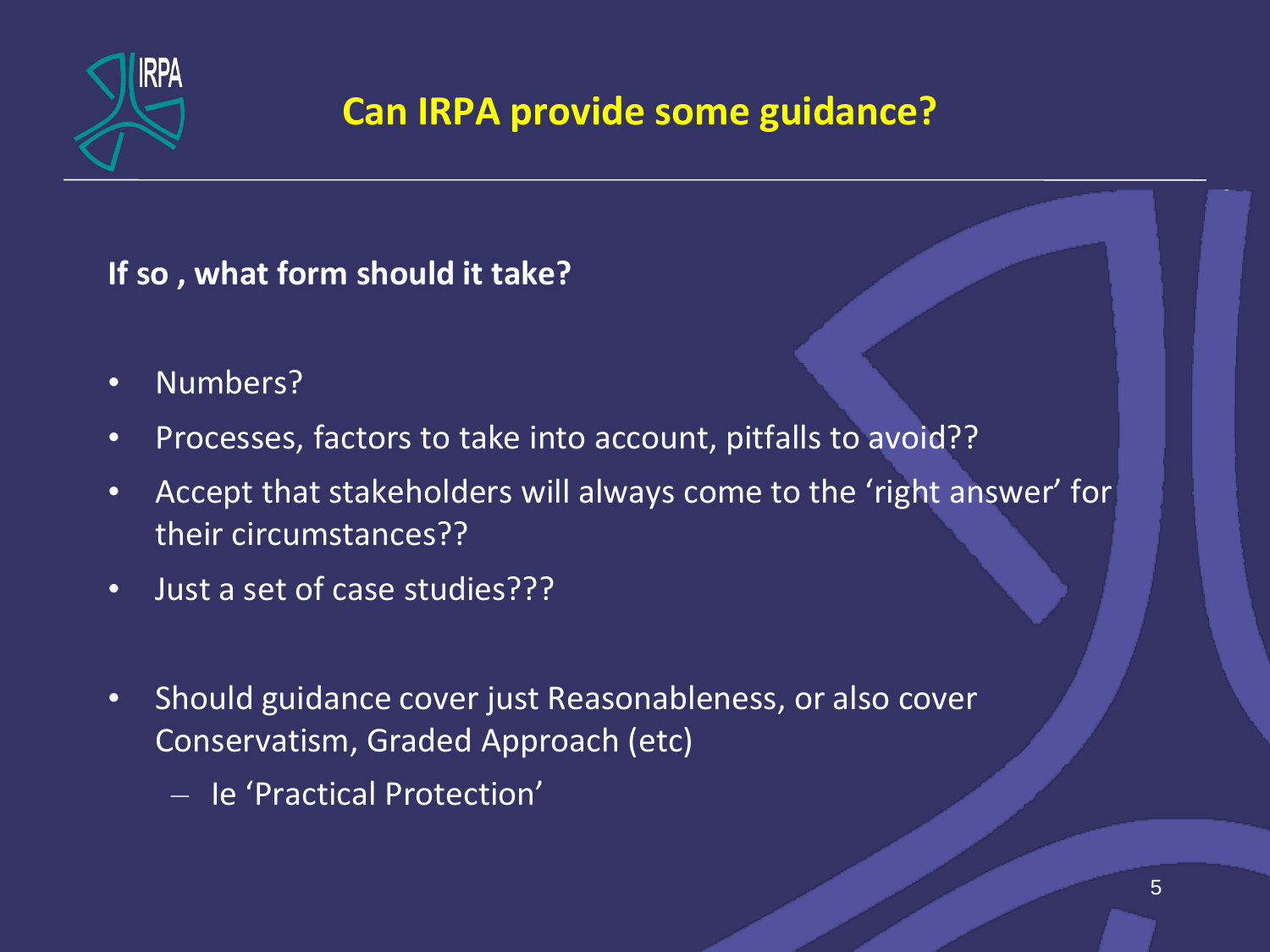# Can IRPA provide some guidance?

**If so , what form should it take?**

- Numbers?
- Processes, factors to take into account, pitfalls to avoid??
- Accept that stakeholders will always come to the 'right answer' for their circumstances??
- Just a set of case studies???

- Should guidance cover just Reasonableness, or also cover Conservatism, Graded Approach (etc)
  - Ie 'Practical Protection'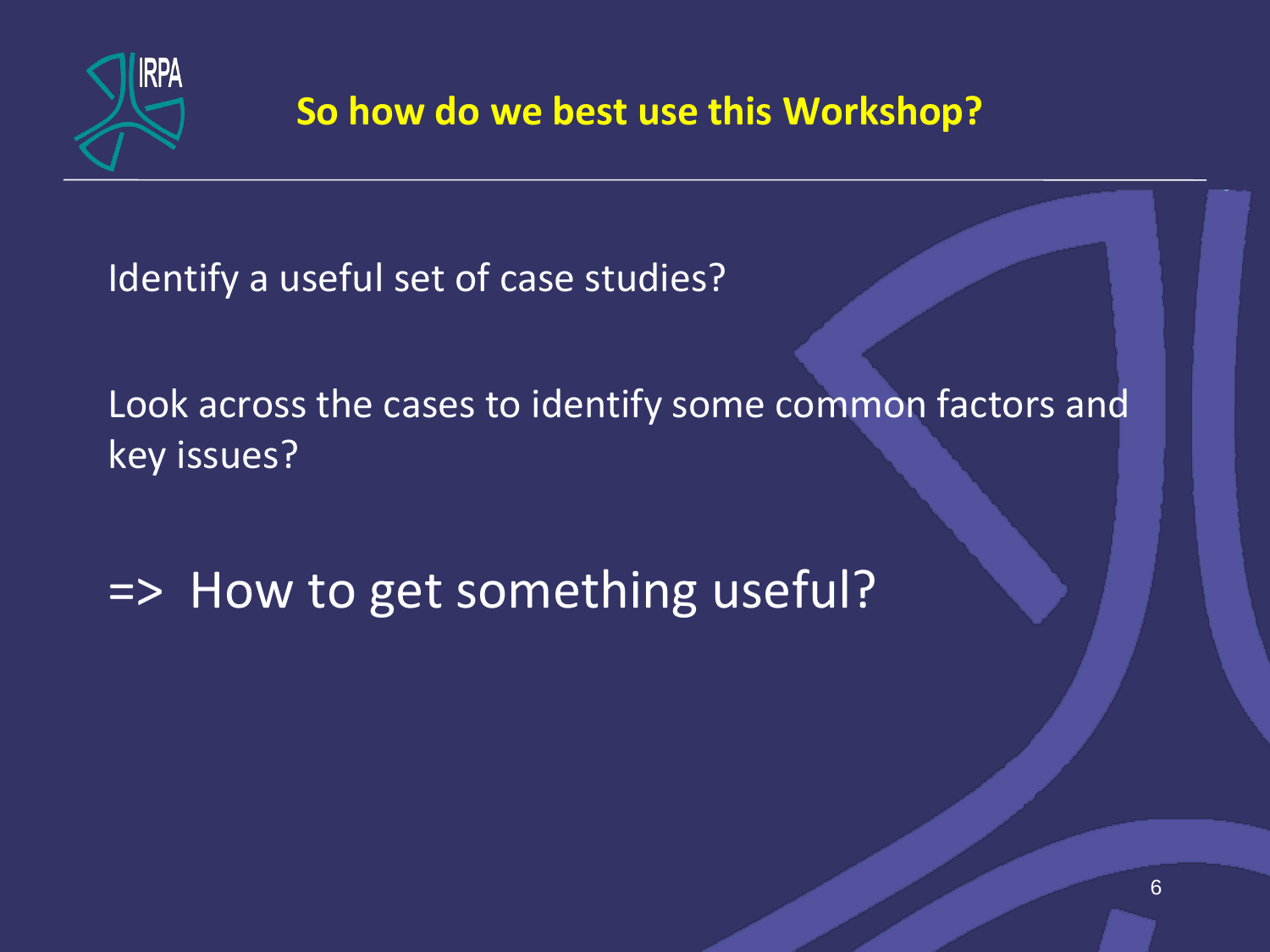## So how do we best use this Workshop?

Identify a useful set of case studies?

Look across the cases to identify some common factors and key issues?

=> How to get something useful?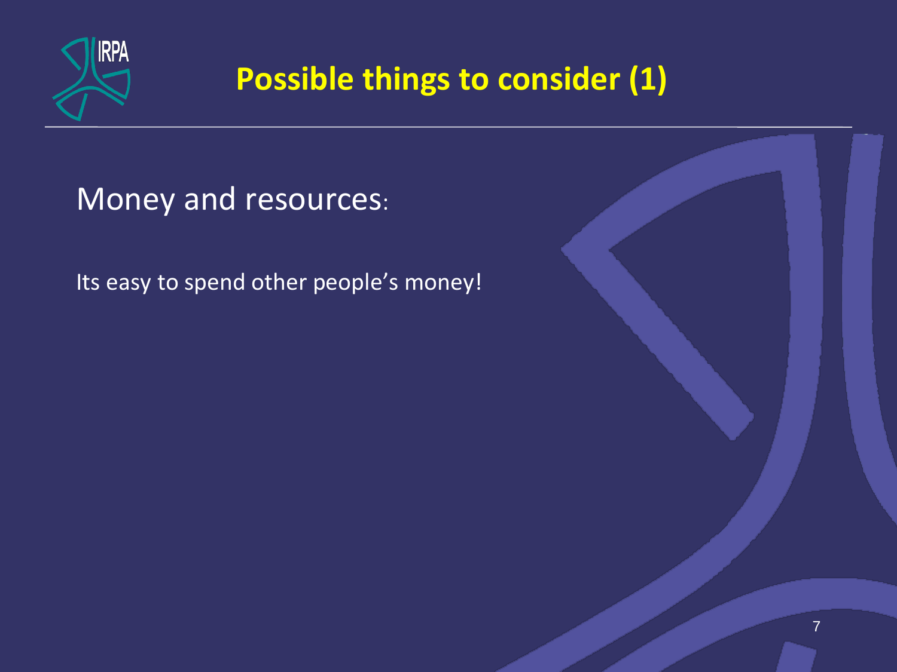# Possible things to consider (1)

Money and resources:

Its easy to spend other people's money!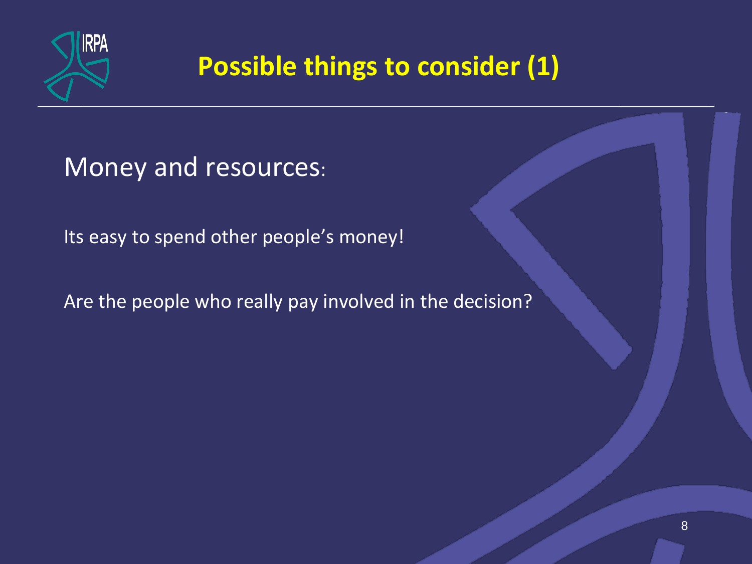# Possible things to consider (1)

## Money and resources:

Its easy to spend other people’s money!

Are the people who really pay involved in the decision?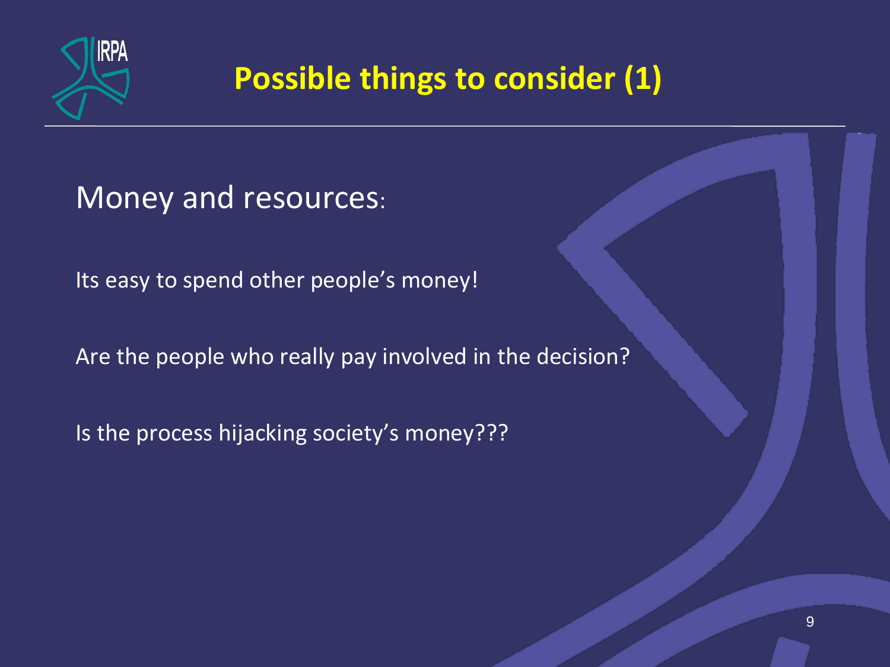# Possible things to consider (1)

## Money and resources:

Its easy to spend other people's money!

Are the people who really pay involved in the decision?

Is the process hijacking society's money???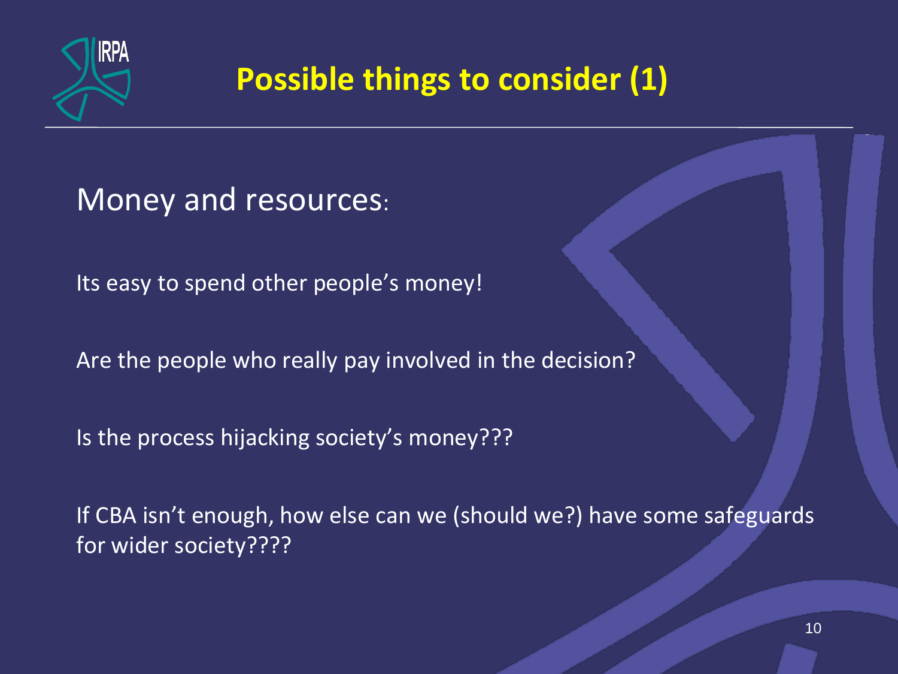# Possible things to consider (1)

## Money and resources:

Its easy to spend other people's money!

Are the people who really pay involved in the decision?

Is the process hijacking society's money???

If CBA isn't enough, how else can we (should we?) have some safeguards for wider society????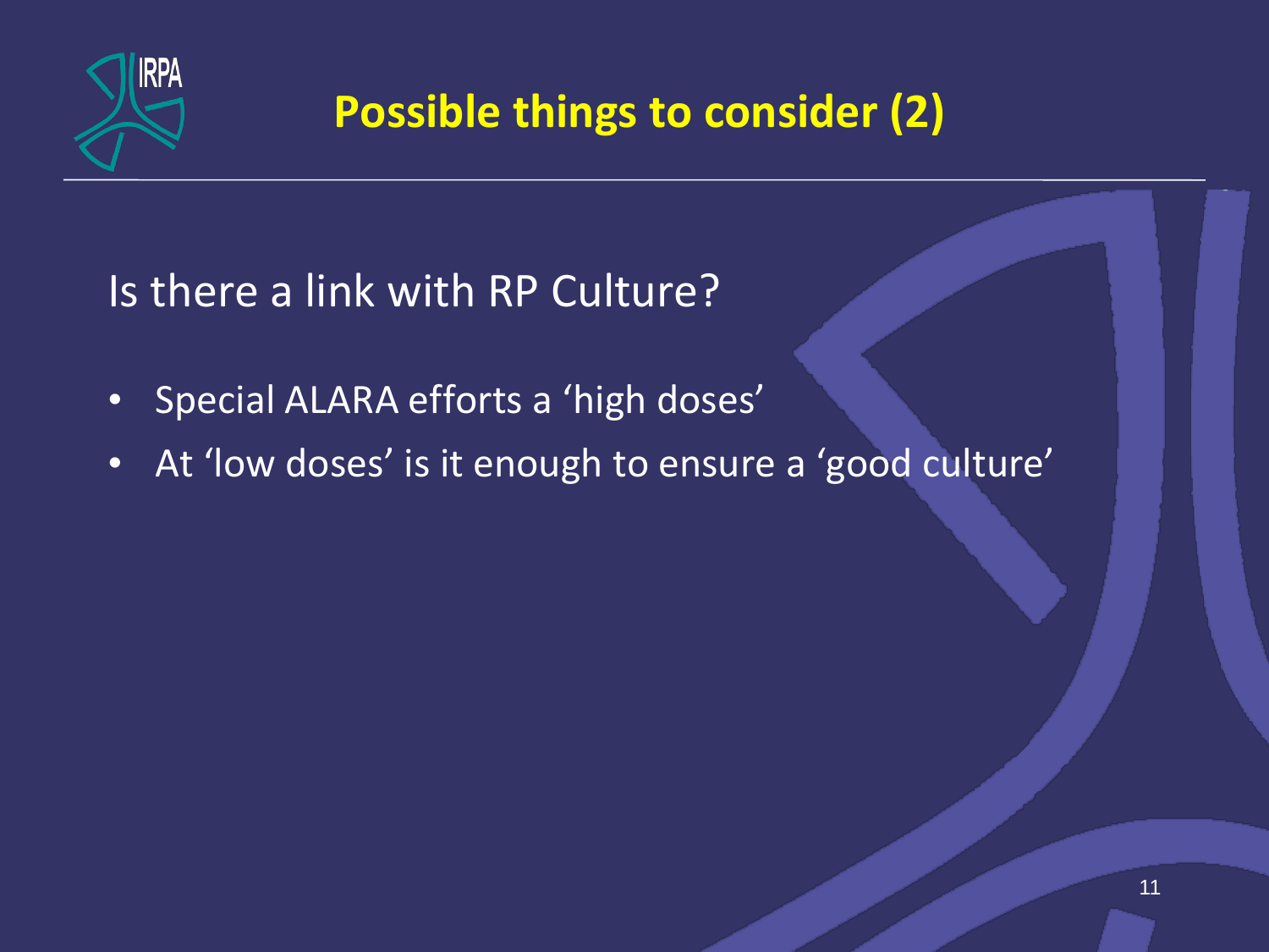# Possible things to consider (2)

Is there a link with RP Culture?

- Special ALARA efforts a ‘high doses’
- At ‘low doses’ is it enough to ensure a ‘good culture’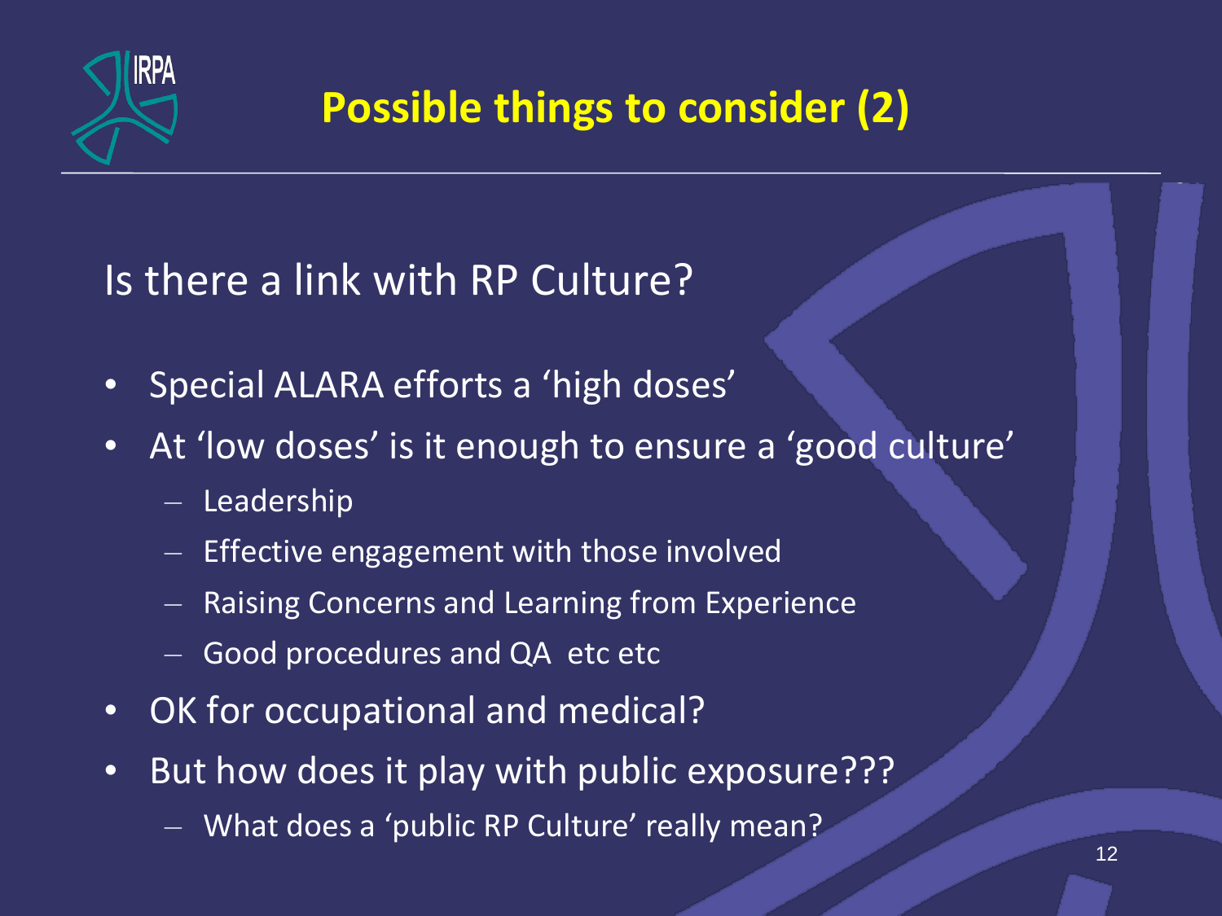# Possible things to consider (2)

## Is there a link with RP Culture?

- Special ALARA efforts a 'high doses'
- At 'low doses' is it enough to ensure a 'good culture'
  - Leadership
  - Effective engagement with those involved
  - Raising Concerns and Learning from Experience
  - Good procedures and QA etc etc
- OK for occupational and medical?
- But how does it play with public exposure???
  - What does a 'public RP Culture' really mean?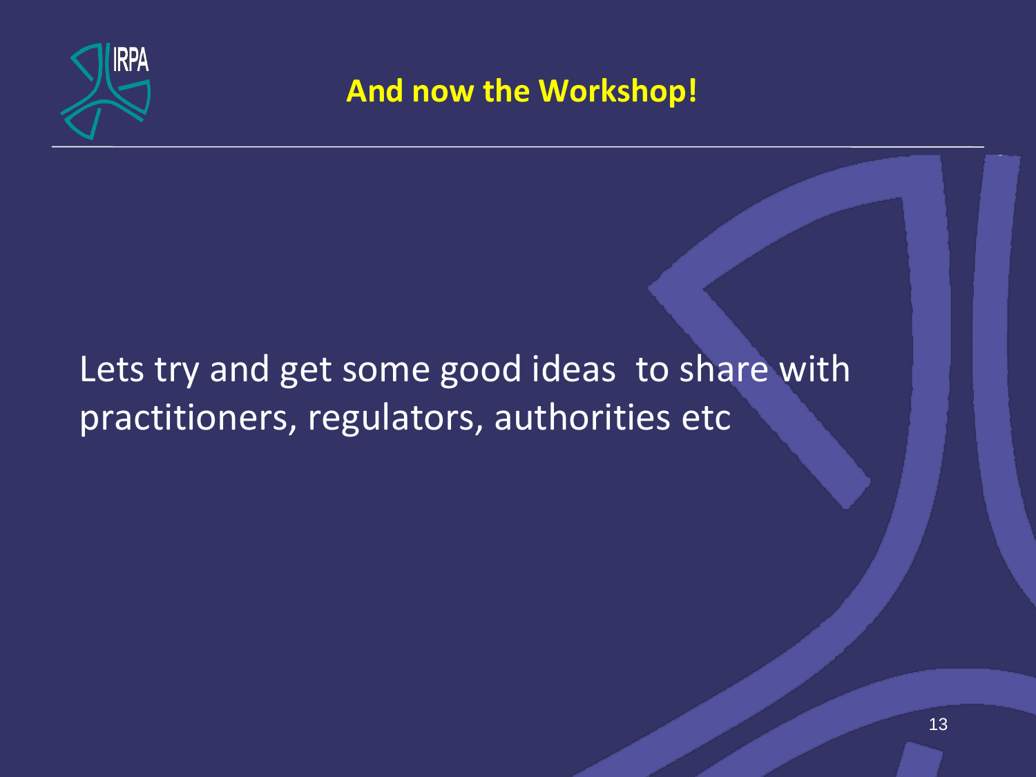## And now the Workshop!

Lets try and get some good ideas to share with practitioners, regulators, authorities etc